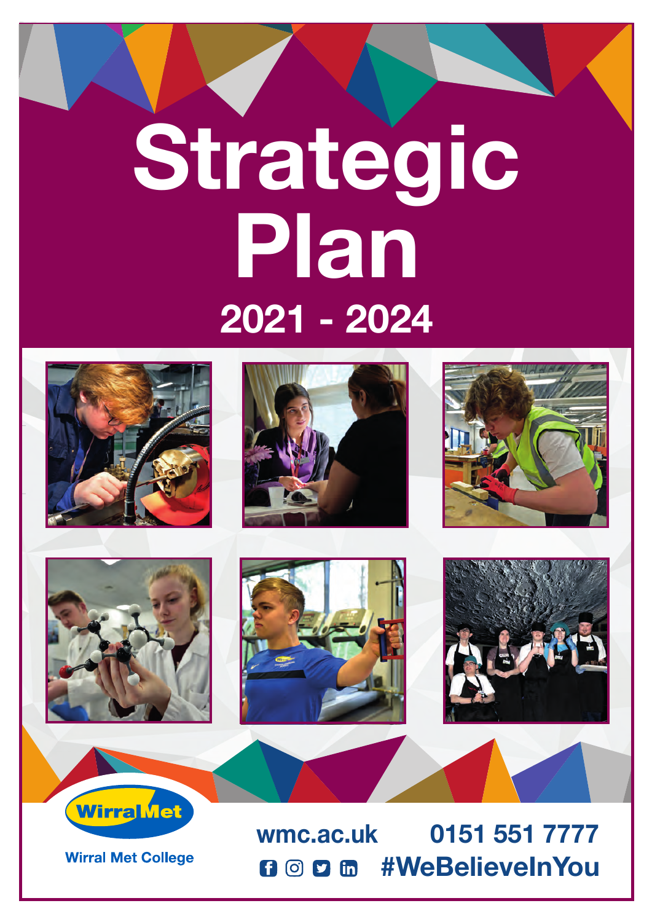# Strategic Plan

## 2021 - 2024

Wirral Met College

wmc.ac.uk 0151 551 7777

#WeBelieveInYou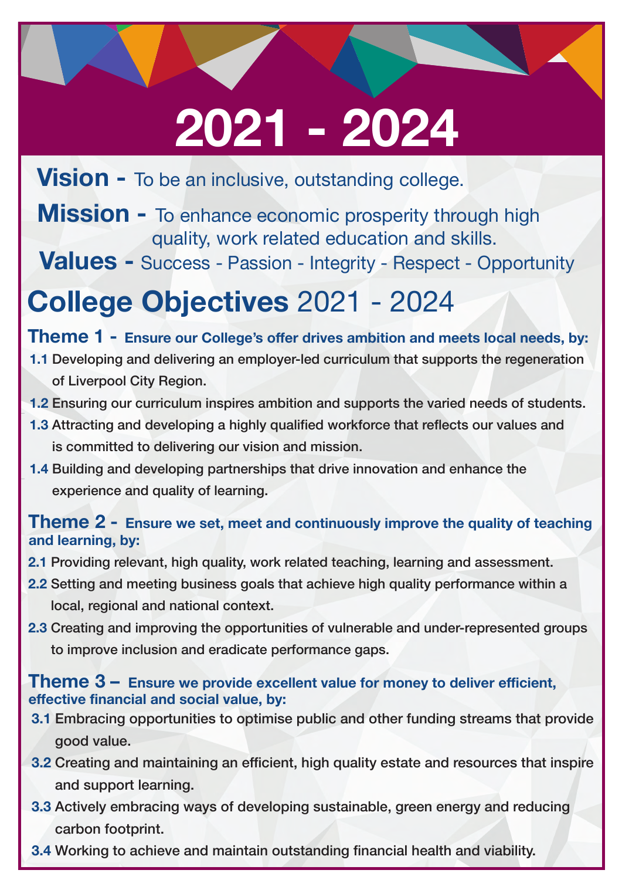# 2021 - 2024

**Vision -** To be an inclusive, outstanding college.

**Mission -** To enhance economic prosperity through high quality, work related education and skills.

**Values -** Success - Passion - Integrity - Respect - Opportunity

## College Objectives 2021 - 2024

### Theme 1 - Ensure our College's offer drives ambition and meets local needs, by:

**1.1** Developing and delivering an employer-led curriculum that supports the regeneration of Liverpool City Region.

**1.2** Ensuring our curriculum inspires ambition and supports the varied needs of students.

**1.3** Attracting and developing a highly qualified workforce that reflects our values and is committed to delivering our vision and mission.

**1.4** Building and developing partnerships that drive innovation and enhance the experience and quality of learning.

### Theme 2 - Ensure we set, meet and continuously improve the quality of teaching and learning, by:

**2.1** Providing relevant, high quality, work related teaching, learning and assessment.

**2.2** Setting and meeting business goals that achieve high quality performance within a local, regional and national context.

**2.3** Creating and improving the opportunities of vulnerable and under-represented groups to improve inclusion and eradicate performance gaps.

### Theme 3 – Ensure we provide excellent value for money to deliver efficient, effective financial and social value, by:

**3.1** Embracing opportunities to optimise public and other funding streams that provide good value.

**3.2** Creating and maintaining an efficient, high quality estate and resources that inspire and support learning.

**3.3** Actively embracing ways of developing sustainable, green energy and reducing carbon footprint.

**3.4** Working to achieve and maintain outstanding financial health and viability.